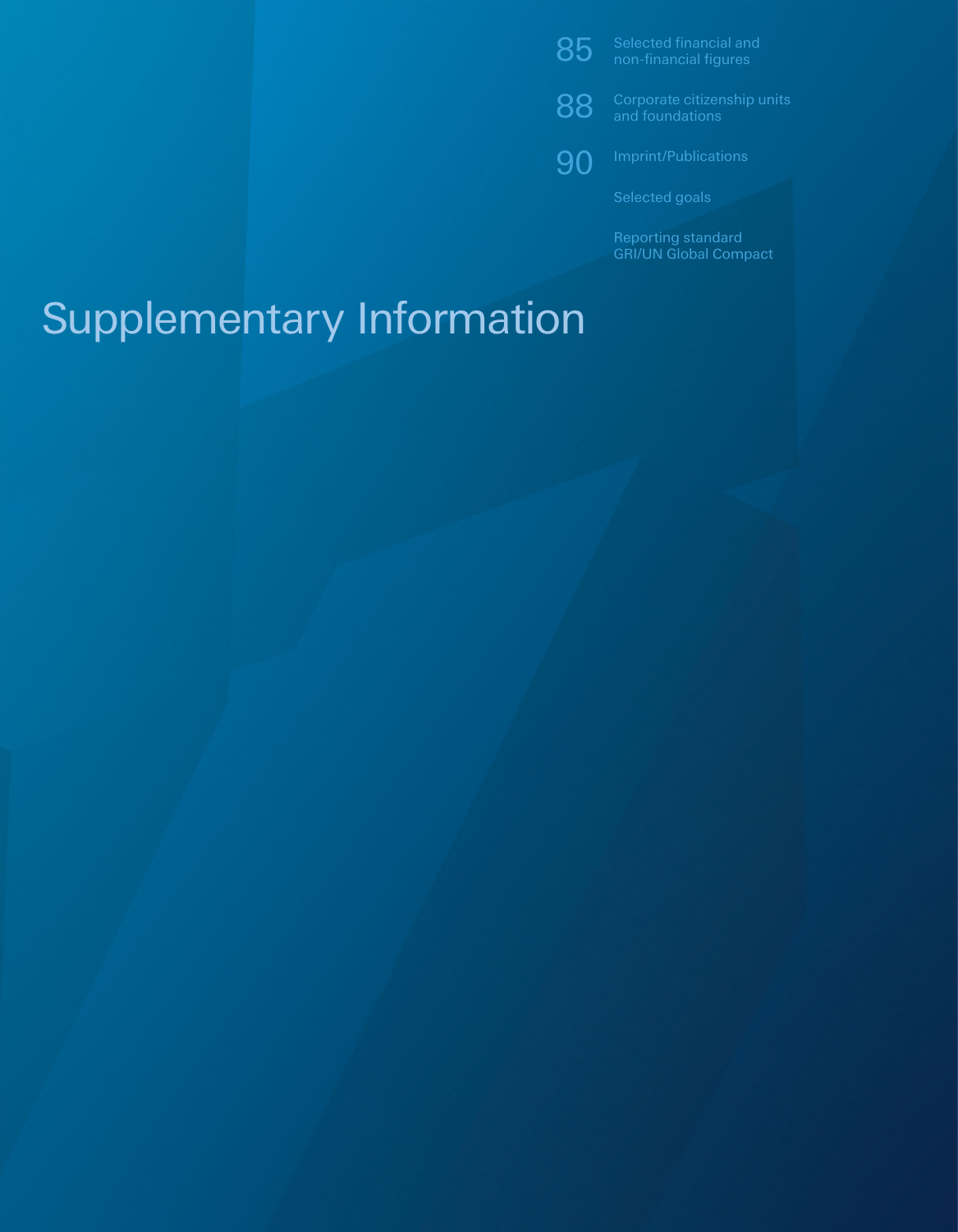# Supplementary Information

85 Selected financial and non-financial figures

88 Corporate citizenship units and foundations

90 Imprint/Publications

Selected goals

Reporting standard GRI/UN Global Compact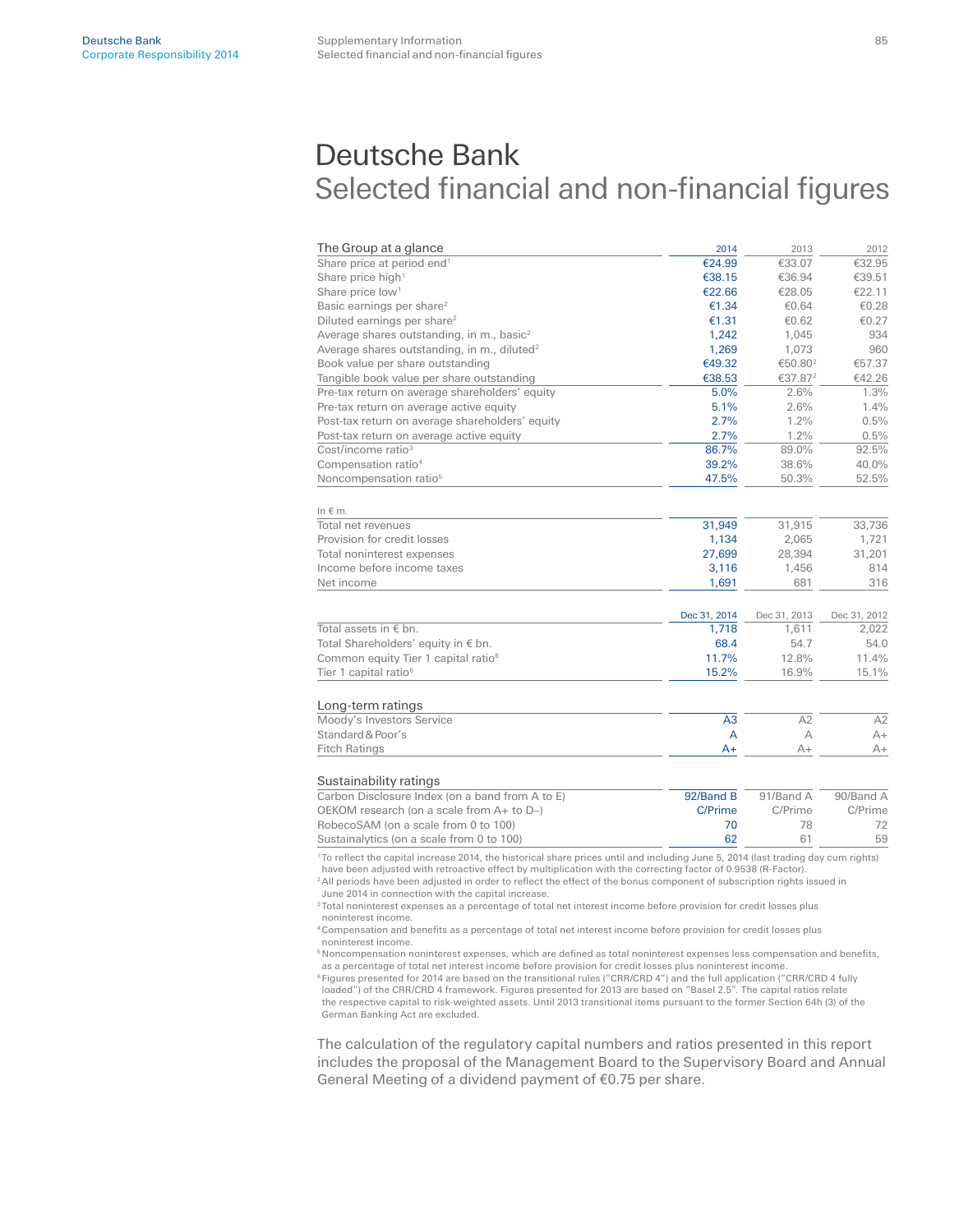# Deutsche Bank
## Selected financial and non-financial figures

| The Group at a glance | 2014 | 2013 | 2012 |
|---|---|---|---|
| Share price at period end[1] | €24.99 | €33.07 | €32.95 |
| Share price high[1] | €38.15 | €36.94 | €39.51 |
| Share price low[1] | €22.66 | €28.05 | €22.11 |
| Basic earnings per share[2] | €1.34 | €0.64 | €0.28 |
| Diluted earnings per share[2] | €1.31 | €0.62 | €0.27 |
| Average shares outstanding, in m., basic[2] | 1,242 | 1,045 | 934 |
| Average shares outstanding, in m., diluted[2] | 1,269 | 1,073 | 960 |
| Book value per share outstanding | €49.32 | €50.80[2] | €57.37 |
| Tangible book value per share outstanding | €38.53 | €37.87[2] | €42.26 |
| Pre-tax return on average shareholders' equity | 5.0% | 2.6% | 1.3% |
| Pre-tax return on average active equity | 5.1% | 2.6% | 1.4% |
| Post-tax return on average shareholders' equity | 2.7% | 1.2% | 0.5% |
| Post-tax return on average active equity | 2.7% | 1.2% | 0.5% |
| Cost/income ratio[3] | 86.7% | 89.0% | 92.5% |
| Compensation ratio[4] | 39.2% | 38.6% | 40.0% |
| Noncompensation ratio[5] | 47.5% | 50.3% | 52.5% |

| In € m. | 2014 | 2013 | 2012 |
|---|---|---|---|
| Total net revenues | 31,949 | 31,915 | 33,736 |
| Provision for credit losses | 1,134 | 2,065 | 1,721 |
| Total noninterest expenses | 27,699 | 28,394 | 31,201 |
| Income before income taxes | 3,116 | 1,456 | 814 |
| Net income | 1,691 | 681 | 316 |

| | Dec 31, 2014 | Dec 31, 2013 | Dec 31, 2012 |
|---|---|---|---|
| Total assets in € bn. | 1,718 | 1,611 | 2,022 |
| Total Shareholders' equity in € bn. | 68.4 | 54.7 | 54.0 |
| Common equity Tier 1 capital ratio[6] | 11.7% | 12.8% | 11.4% |
| Tier 1 capital ratio[6] | 15.2% | 16.9% | 15.1% |

| Long-term ratings | 2014 | 2013 | 2012 |
|---|---|---|---|
| Moody's Investors Service | A3 | A2 | A2 |
| Standard & Poor's | A | A | A+ |
| Fitch Ratings | A+ | A+ | A+ |

| Sustainability ratings | 2014 | 2013 | 2012 |
|---|---|---|---|
| Carbon Disclosure Index (on a band from A to E) | 92/Band B | 91/Band A | 90/Band A |
| OEKOM research (on a scale from A+ to D–) | C/Prime | C/Prime | C/Prime |
| RobecoSAM (on a scale from 0 to 100) | 70 | 78 | 72 |
| Sustainalytics (on a scale from 0 to 100) | 62 | 61 | 59 |

[1] To reflect the capital increase 2014, the historical share prices until and including June 5, 2014 (last trading day cum rights) have been adjusted with retroactive effect by multiplication with the correcting factor of 0.9538 (R-Factor).
[2] All periods have been adjusted in order to reflect the effect of the bonus component of subscription rights issued in June 2014 in connection with the capital increase.
[3] Total noninterest expenses as a percentage of total net interest income before provision for credit losses plus noninterest income.
[4] Compensation and benefits as a percentage of total net interest income before provision for credit losses plus noninterest income.
[5] Noncompensation noninterest expenses, which are defined as total noninterest expenses less compensation and benefits, as a percentage of total net interest income before provision for credit losses plus noninterest income.
[6] Figures presented for 2014 are based on the transitional rules ("CRR/CRD 4") and the full application ("CRR/CRD 4 fully loaded") of the CRR/CRD 4 framework. Figures presented for 2013 are based on "Basel 2.5". The capital ratios relate the respective capital to risk-weighted assets. Until 2013 transitional items pursuant to the former Section 64h (3) of the German Banking Act are excluded.

The calculation of the regulatory capital numbers and ratios presented in this report includes the proposal of the Management Board to the Supervisory Board and Annual General Meeting of a dividend payment of €0.75 per share.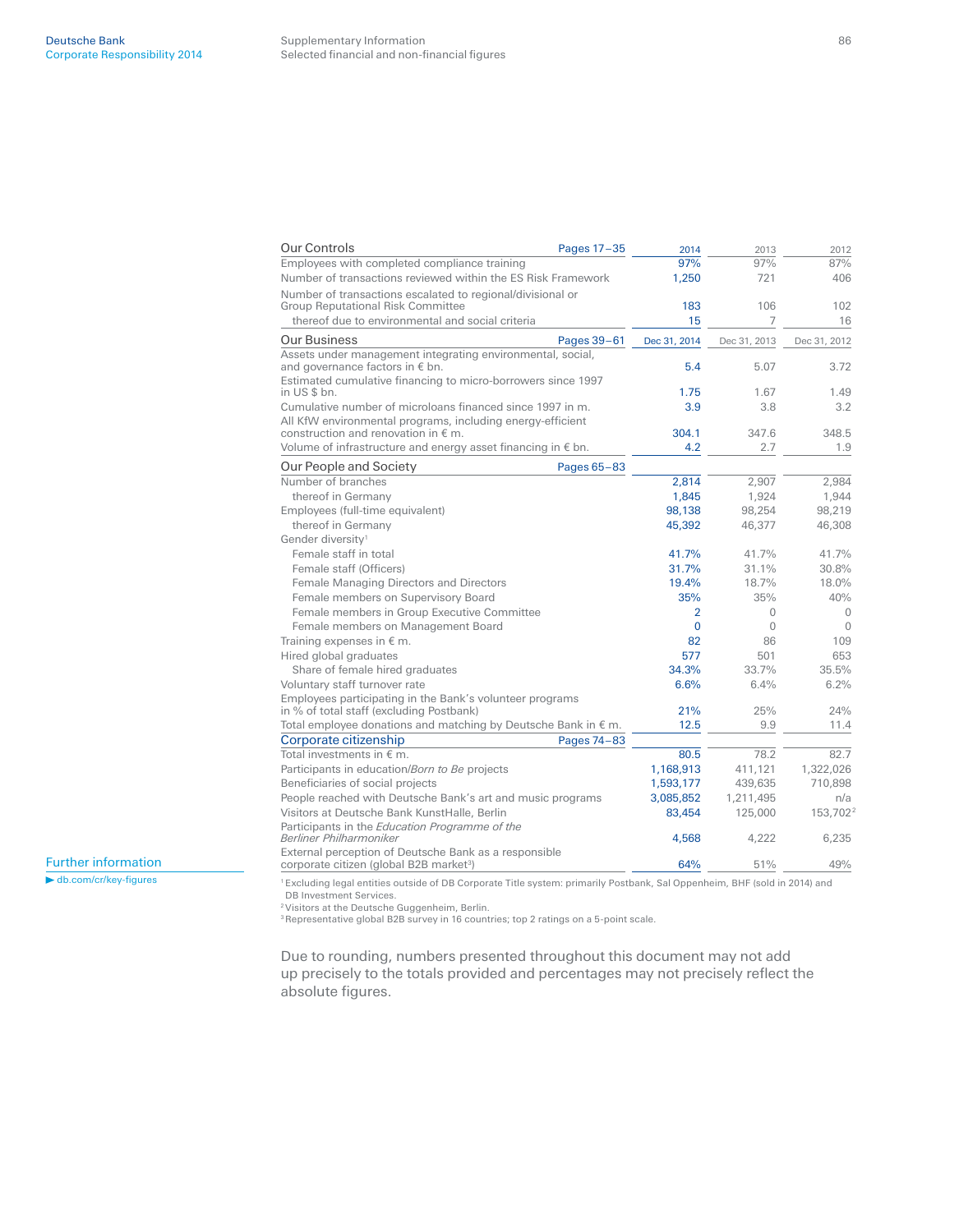| Our Controls | Pages 17–35 | 2014 | 2013 | 2012 |
|---|---|---|---|---|
| Employees with completed compliance training | | 97% | 97% | 87% |
| Number of transactions reviewed within the ES Risk Framework | | 1,250 | 721 | 406 |
| Number of transactions escalated to regional/divisional or Group Reputational Risk Committee | | 183 | 106 | 102 |
| thereof due to environmental and social criteria | | 15 | 7 | 16 |
| **Our Business** | Pages 39–61 | Dec 31, 2014 | Dec 31, 2013 | Dec 31, 2012 |
| Assets under management integrating environmental, social, and governance factors in € bn. | | 5.4 | 5.07 | 3.72 |
| Estimated cumulative financing to micro-borrowers since 1997 in US $ bn. | | 1.75 | 1.67 | 1.49 |
| Cumulative number of microloans financed since 1997 in m. | | 3.9 | 3.8 | 3.2 |
| All KfW environmental programs, including energy-efficient construction and renovation in € m. | | 304.1 | 347.6 | 348.5 |
| Volume of infrastructure and energy asset financing in € bn. | | 4.2 | 2.7 | 1.9 |
| **Our People and Society** | Pages 65–83 | | | |
| Number of branches | | 2,814 | 2,907 | 2,984 |
| thereof in Germany | | 1,845 | 1,924 | 1,944 |
| Employees (full-time equivalent) | | 98,138 | 98,254 | 98,219 |
| thereof in Germany | | 45,392 | 46,377 | 46,308 |
| Gender diversity[1] | | | | |
| Female staff in total | | 41.7% | 41.7% | 41.7% |
| Female staff (Officers) | | 31.7% | 31.1% | 30.8% |
| Female Managing Directors and Directors | | 19.4% | 18.7% | 18.0% |
| Female members on Supervisory Board | | 35% | 35% | 40% |
| Female members in Group Executive Committee | | 2 | 0 | 0 |
| Female members on Management Board | | 0 | 0 | 0 |
| Training expenses in € m. | | 82 | 86 | 109 |
| Hired global graduates | | 577 | 501 | 653 |
| Share of female hired graduates | | 34.3% | 33.7% | 35.5% |
| Voluntary staff turnover rate | | 6.6% | 6.4% | 6.2% |
| Employees participating in the Bank's volunteer programs in % of total staff (excluding Postbank) | | 21% | 25% | 24% |
| Total employee donations and matching by Deutsche Bank in € m. | | 12.5 | 9.9 | 11.4 |
| **Corporate citizenship** | Pages 74–83 | | | |
| Total investments in € m. | | 80.5 | 78.2 | 82.7 |
| Participants in education/*Born to Be* projects | | 1,168,913 | 411,121 | 1,322,026 |
| Beneficiaries of social projects | | 1,593,177 | 439,635 | 710,898 |
| People reached with Deutsche Bank's art and music programs | | 3,085,852 | 1,211,495 | n/a |
| Visitors at Deutsche Bank KunstHalle, Berlin | | 83,454 | 125,000 | 153,702[2] |
| Participants in the *Education Programme of the Berliner Philharmoniker* | | 4,568 | 4,222 | 6,235 |
| External perception of Deutsche Bank as a responsible corporate citizen (global B2B market[3]) | | 64% | 51% | 49% |

[1] Excluding legal entities outside of DB Corporate Title system: primarily Postbank, Sal Oppenheim, BHF (sold in 2014) and DB Investment Services.
[2] Visitors at the Deutsche Guggenheim, Berlin.
[3] Representative global B2B survey in 16 countries; top 2 ratings on a 5-point scale.

Due to rounding, numbers presented throughout this document may not add up precisely to the totals provided and percentages may not precisely reflect the absolute figures.

Further information
▶ db.com/cr/key-figures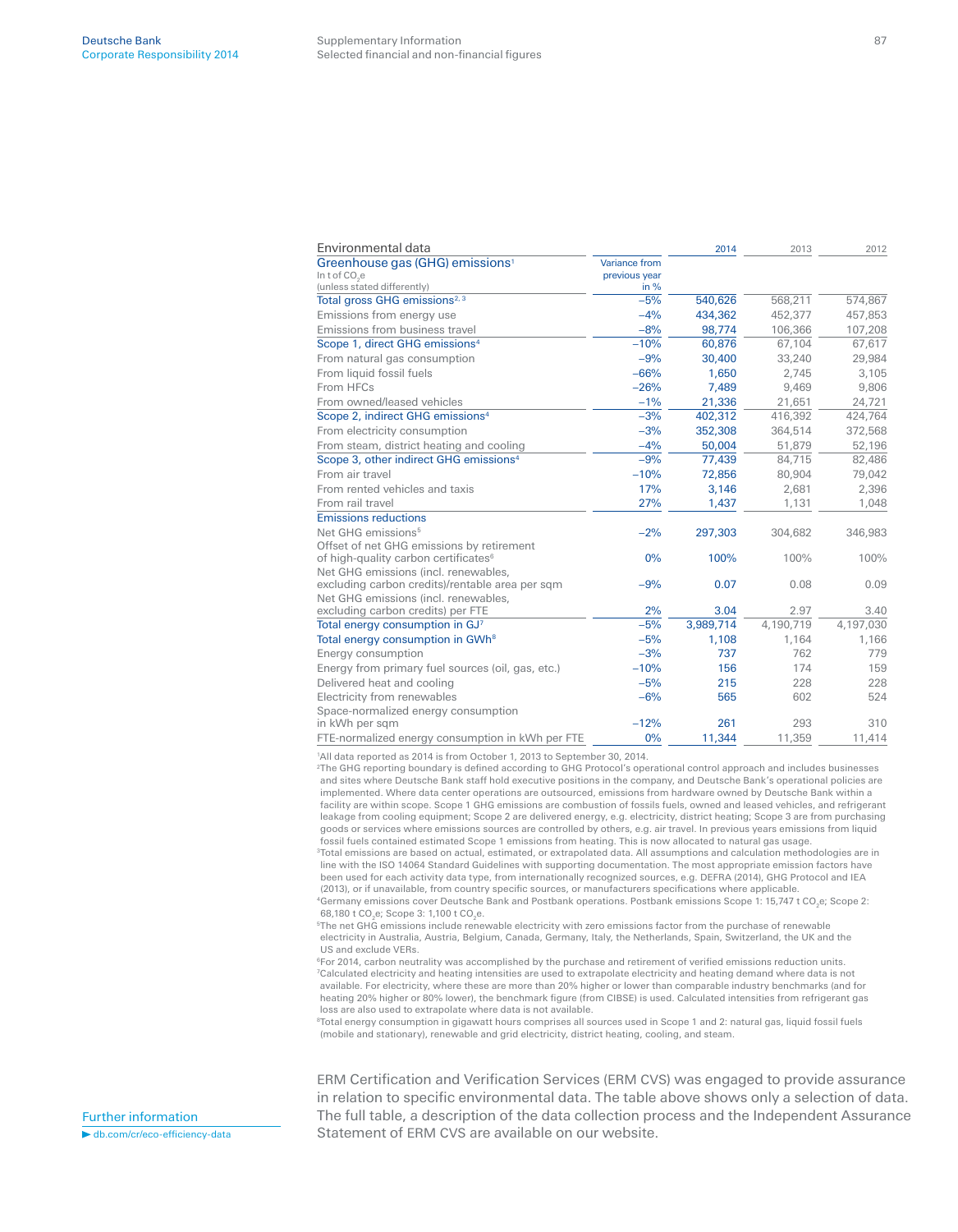## Environmental data

| Greenhouse gas (GHG) emissions[1] In t of $CO_2$e (unless stated differently) | Variance from previous year in % | 2014 | 2013 | 2012 |
|---|---|---|---|---|
| Total gross GHG emissions[2, 3] | –5% | 540,626 | 568,211 | 574,867 |
| Emissions from energy use | –4% | 434,362 | 452,377 | 457,853 |
| Emissions from business travel | –8% | 98,774 | 106,366 | 107,208 |
| Scope 1, direct GHG emissions[4] | –10% | 60,876 | 67,104 | 67,617 |
| From natural gas consumption | –9% | 30,400 | 33,240 | 29,984 |
| From liquid fossil fuels | –66% | 1,650 | 2,745 | 3,105 |
| From HFCs | –26% | 7,489 | 9,469 | 9,806 |
| From owned/leased vehicles | –1% | 21,336 | 21,651 | 24,721 |
| Scope 2, indirect GHG emissions[4] | –3% | 402,312 | 416,392 | 424,764 |
| From electricity consumption | –3% | 352,308 | 364,514 | 372,568 |
| From steam, district heating and cooling | –4% | 50,004 | 51,879 | 52,196 |
| Scope 3, other indirect GHG emissions[4] | –9% | 77,439 | 84,715 | 82,486 |
| From air travel | –10% | 72,856 | 80,904 | 79,042 |
| From rented vehicles and taxis | 17% | 3,146 | 2,681 | 2,396 |
| From rail travel | 27% | 1,437 | 1,131 | 1,048 |
| Emissions reductions | | | | |
| Net GHG emissions[5] | –2% | 297,303 | 304,682 | 346,983 |
| Offset of net GHG emissions by retirement of high-quality carbon certificates[6] | 0% | 100% | 100% | 100% |
| Net GHG emissions (incl. renewables, excluding carbon credits)/rentable area per sqm | –9% | 0.07 | 0.08 | 0.09 |
| Net GHG emissions (incl. renewables, excluding carbon credits) per FTE | 2% | 3.04 | 2.97 | 3.40 |
| Total energy consumption in GJ[7] | –5% | 3,989,714 | 4,190,719 | 4,197,030 |
| Total energy consumption in GWh[8] | –5% | 1,108 | 1,164 | 1,166 |
| Energy consumption | –3% | 737 | 762 | 779 |
| Energy from primary fuel sources (oil, gas, etc.) | –10% | 156 | 174 | 159 |
| Delivered heat and cooling | –5% | 215 | 228 | 228 |
| Electricity from renewables | –6% | 565 | 602 | 524 |
| Space-normalized energy consumption in kWh per sqm | –12% | 261 | 293 | 310 |
| FTE-normalized energy consumption in kWh per FTE | 0% | 11,344 | 11,359 | 11,414 |

[1]All data reported as 2014 is from October 1, 2013 to September 30, 2014.

[2]The GHG reporting boundary is defined according to GHG Protocol's operational control approach and includes businesses and sites where Deutsche Bank staff hold executive positions in the company, and Deutsche Bank's operational policies are implemented. Where data center operations are outsourced, emissions from hardware owned by Deutsche Bank within a facility are within scope. Scope 1 GHG emissions are combustion of fossils fuels, owned and leased vehicles, and refrigerant leakage from cooling equipment; Scope 2 are delivered energy, e.g. electricity, district heating; Scope 3 are from purchasing goods or services where emissions sources are controlled by others, e.g. air travel. In previous years emissions from liquid fossil fuels contained estimated Scope 1 emissions from heating. This is now allocated to natural gas usage.

[3]Total emissions are based on actual, estimated, or extrapolated data. All assumptions and calculation methodologies are in line with the ISO 14064 Standard Guidelines with supporting documentation. The most appropriate emission factors have been used for each activity data type, from internationally recognized sources, e.g. DEFRA (2014), GHG Protocol and IEA (2013), or if unavailable, from country specific sources, or manufacturers specifications where applicable.

[4]Germany emissions cover Deutsche Bank and Postbank operations. Postbank emissions Scope 1: 15,747 t $CO_2$e; Scope 2: 68,180 t $CO_2$e; Scope 3: 1,100 t $CO_2$e.

[5]The net GHG emissions include renewable electricity with zero emissions factor from the purchase of renewable electricity in Australia, Austria, Belgium, Canada, Germany, Italy, the Netherlands, Spain, Switzerland, the UK and the US and exclude VERs.

[6]For 2014, carbon neutrality was accomplished by the purchase and retirement of verified emissions reduction units.

[7]Calculated electricity and heating intensities are used to extrapolate electricity and heating demand where data is not available. For electricity, where these are more than 20% higher or lower than comparable industry benchmarks (and for heating 20% higher or 80% lower), the benchmark figure (from CIBSE) is used. Calculated intensities from refrigerant gas loss are also used to extrapolate where data is not available.

[8]Total energy consumption in gigawatt hours comprises all sources used in Scope 1 and 2: natural gas, liquid fossil fuels (mobile and stationary), renewable and grid electricity, district heating, cooling, and steam.

ERM Certification and Verification Services (ERM CVS) was engaged to provide assurance in relation to specific environmental data. The table above shows only a selection of data. The full table, a description of the data collection process and the Independent Assurance Statement of ERM CVS are available on our website.

**Further information**

▶ db.com/cr/eco-efficiency-data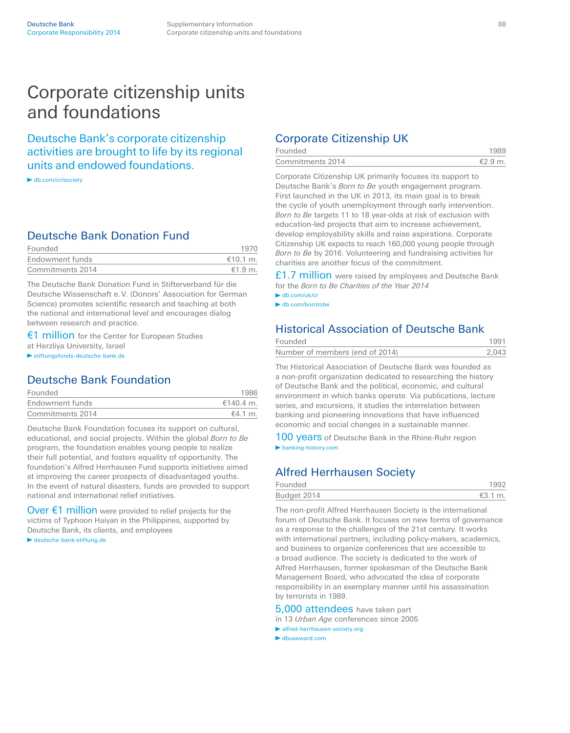# Corporate citizenship units and foundations

## Deutsche Bank's corporate citizenship activities are brought to life by its regional units and endowed foundations.

▶ db.com/cr/society

### Deutsche Bank Donation Fund

| | |
|---|---|
| Founded | 1970 |
| Endowment funds | €10.1 m. |
| Commitments 2014 | €1.9 m. |

The Deutsche Bank Donation Fund in Stifterverband für die Deutsche Wissenschaft e. V. (Donors' Association for German Science) promotes scientific research and teaching at both the national and international level and encourages dialog between research and practice.

€1 million for the Center for European Studies at Herzliya University, Israel

▶ stiftungsfonds-deutsche-bank.de

### Deutsche Bank Foundation

| | |
|---|---|
| Founded | 1986 |
| Endowment funds | €140.4 m. |
| Commitments 2014 | €4.1 m. |

Deutsche Bank Foundation focuses its support on cultural, educational, and social projects. Within the global *Born to Be* program, the foundation enables young people to realize their full potential, and fosters equality of opportunity. The foundation's Alfred Herrhausen Fund supports initiatives aimed at improving the career prospects of disadvantaged youths. In the event of natural disasters, funds are provided to support national and international relief initiatives.

Over €1 million were provided to relief projects for the victims of Typhoon Haiyan in the Philippines, supported by Deutsche Bank, its clients, and employees

▶ deutsche-bank-stiftung.de

### Corporate Citizenship UK

| | |
|---|---|
| Founded | 1989 |
| Commitments 2014 | €2.9 m. |

Corporate Citizenship UK primarily focuses its support to Deutsche Bank's *Born to Be* youth engagement program. First launched in the UK in 2013, its main goal is to break the cycle of youth unemployment through early intervention. *Born to Be* targets 11 to 18 year-olds at risk of exclusion with education-led projects that aim to increase achievement, develop employability skills and raise aspirations. Corporate Citizenship UK expects to reach 160,000 young people through *Born to Be* by 2016. Volunteering and fundraising activities for charities are another focus of the commitment.

£1.7 million were raised by employees and Deutsche Bank for the *Born to Be Charities of the Year 2014*

▶ db.com/uk/cr

▶ db.com/borntobe

### Historical Association of Deutsche Bank

| | |
|---|---|
| Founded | 1991 |
| Number of members (end of 2014) | 2,043 |

The Historical Association of Deutsche Bank was founded as a non-profit organization dedicated to researching the history of Deutsche Bank and the political, economic, and cultural environment in which banks operate. Via publications, lecture series, and excursions, it studies the interrelation between banking and pioneering innovations that have influenced economic and social changes in a sustainable manner.

100 years of Deutsche Bank in the Rhine-Ruhr region

▶ banking-history.com

### Alfred Herrhausen Society

| | |
|---|---|
| Founded | 1992 |
| Budget 2014 | €3.1 m. |

The non-profit Alfred Herrhausen Society is the international forum of Deutsche Bank. It focuses on new forms of governance as a response to the challenges of the 21st century. It works with international partners, including policy-makers, academics, and business to organize conferences that are accessible to a broad audience. The society is dedicated to the work of Alfred Herrhausen, former spokesman of the Deutsche Bank Management Board, who advocated the idea of corporate responsibility in an exemplary manner until his assassination by terrorists in 1989.

5,000 attendees have taken part in 13 *Urban Age* conferences since 2005

▶ alfred-herrhausen-society.org

▶ dbuaaward.com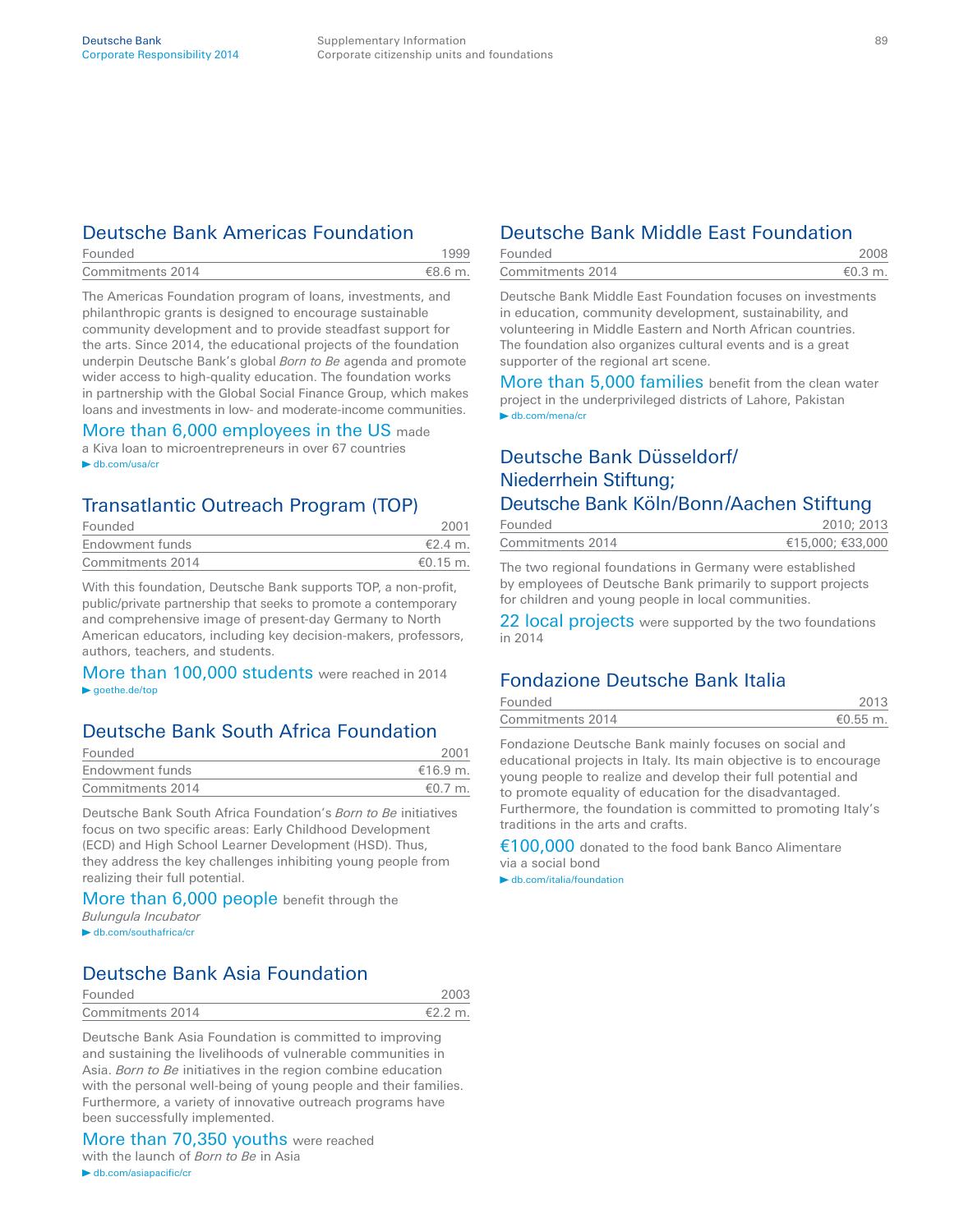## Deutsche Bank Americas Foundation

| | |
|---|---|
| Founded | 1999 |
| Commitments 2014 | €8.6 m. |

The Americas Foundation program of loans, investments, and philanthropic grants is designed to encourage sustainable community development and to provide steadfast support for the arts. Since 2014, the educational projects of the foundation underpin Deutsche Bank's global *Born to Be* agenda and promote wider access to high-quality education. The foundation works in partnership with the Global Social Finance Group, which makes loans and investments in low- and moderate-income communities.

More than 6,000 employees in the US made a Kiva loan to microentrepreneurs in over 67 countries

▶ db.com/usa/cr

## Transatlantic Outreach Program (TOP)

| | |
|---|---|
| Founded | 2001 |
| Endowment funds | €2.4 m. |
| Commitments 2014 | €0.15 m. |

With this foundation, Deutsche Bank supports TOP, a non-profit, public/private partnership that seeks to promote a contemporary and comprehensive image of present-day Germany to North American educators, including key decision-makers, professors, authors, teachers, and students.

More than 100,000 students were reached in 2014

▶ goethe.de/top

## Deutsche Bank South Africa Foundation

| | |
|---|---|
| Founded | 2001 |
| Endowment funds | €16.9 m. |
| Commitments 2014 | €0.7 m. |

Deutsche Bank South Africa Foundation's *Born to Be* initiatives focus on two specific areas: Early Childhood Development (ECD) and High School Learner Development (HSD). Thus, they address the key challenges inhibiting young people from realizing their full potential.

More than 6,000 people benefit through the *Bulungula Incubator*

▶ db.com/southafrica/cr

## Deutsche Bank Asia Foundation

| | |
|---|---|
| Founded | 2003 |
| Commitments 2014 | €2.2 m. |

Deutsche Bank Asia Foundation is committed to improving and sustaining the livelihoods of vulnerable communities in Asia. *Born to Be* initiatives in the region combine education with the personal well-being of young people and their families. Furthermore, a variety of innovative outreach programs have been successfully implemented.

More than 70,350 youths were reached with the launch of *Born to Be* in Asia

▶ db.com/asiapacific/cr

## Deutsche Bank Middle East Foundation

| | |
|---|---|
| Founded | 2008 |
| Commitments 2014 | €0.3 m. |

Deutsche Bank Middle East Foundation focuses on investments in education, community development, sustainability, and volunteering in Middle Eastern and North African countries. The foundation also organizes cultural events and is a great supporter of the regional art scene.

More than 5,000 families benefit from the clean water project in the underprivileged districts of Lahore, Pakistan

▶ db.com/mena/cr

## Deutsche Bank Düsseldorf/Niederrhein Stiftung; Deutsche Bank Köln/Bonn/Aachen Stiftung

| | |
|---|---|
| Founded | 2010; 2013 |
| Commitments 2014 | €15,000; €33,000 |

The two regional foundations in Germany were established by employees of Deutsche Bank primarily to support projects for children and young people in local communities.

22 local projects were supported by the two foundations in 2014

## Fondazione Deutsche Bank Italia

| | |
|---|---|
| Founded | 2013 |
| Commitments 2014 | €0.55 m. |

Fondazione Deutsche Bank mainly focuses on social and educational projects in Italy. Its main objective is to encourage young people to realize and develop their full potential and to promote equality of education for the disadvantaged. Furthermore, the foundation is committed to promoting Italy's traditions in the arts and crafts.

€100,000 donated to the food bank Banco Alimentare via a social bond

▶ db.com/italia/foundation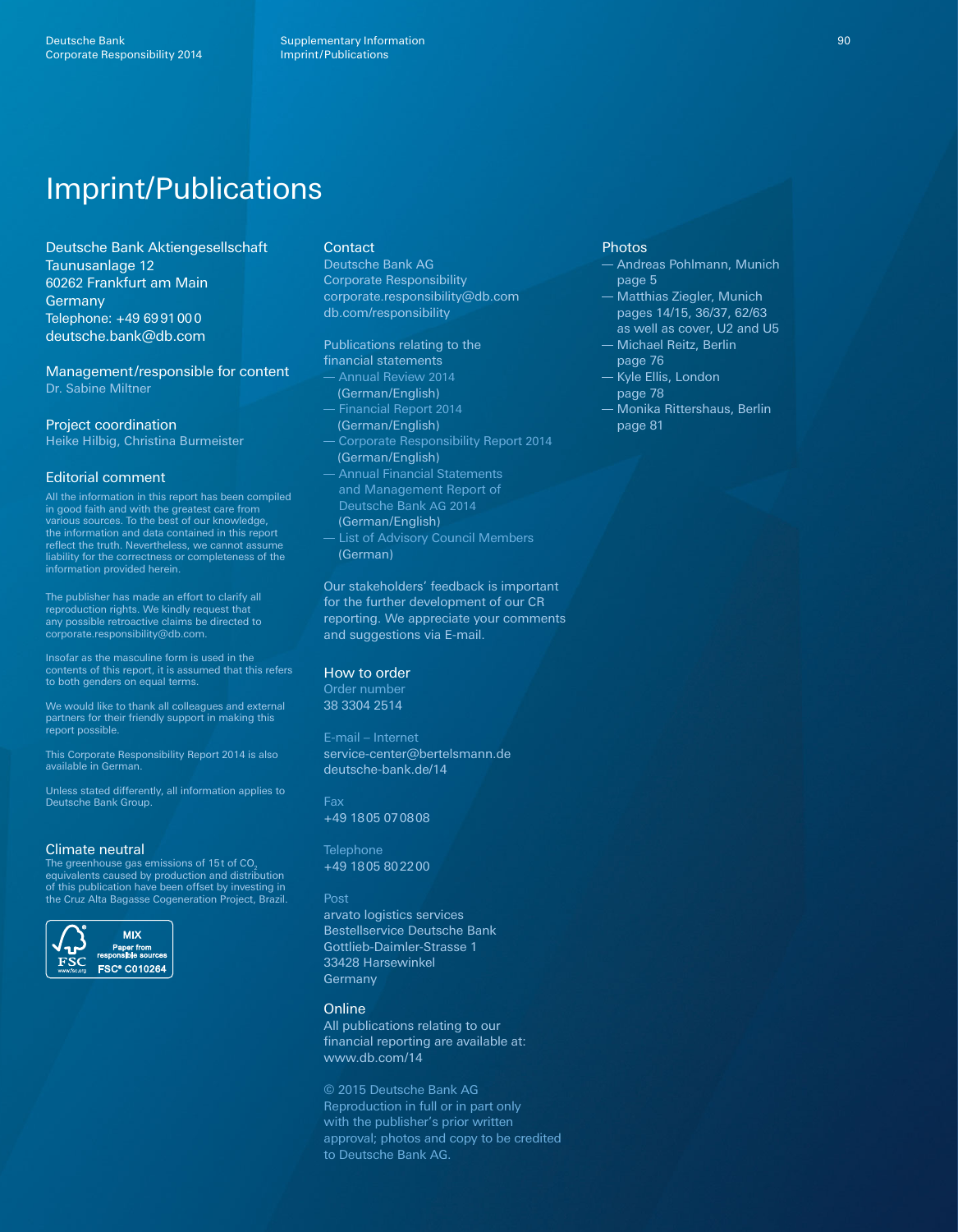# Imprint/Publications

Deutsche Bank Aktiengesellschaft
Taunusanlage 12
60262 Frankfurt am Main
Germany
Telephone: +49 69 91 00 0
deutsche.bank@db.com

## Management/responsible for content

Dr. Sabine Miltner

## Project coordination

Heike Hilbig, Christina Burmeister

## Editorial comment

All the information in this report has been compiled in good faith and with the greatest care from various sources. To the best of our knowledge, the information and data contained in this report reflect the truth. Nevertheless, we cannot assume liability for the correctness or completeness of the information provided herein.

The publisher has made an effort to clarify all reproduction rights. We kindly request that any possible retroactive claims be directed to corporate.responsibility@db.com.

Insofar as the masculine form is used in the contents of this report, it is assumed that this refers to both genders on equal terms.

We would like to thank all colleagues and external partners for their friendly support in making this report possible.

This Corporate Responsibility Report 2014 is also available in German.

Unless stated differently, all information applies to Deutsche Bank Group.

## Climate neutral

The greenhouse gas emissions of 15 t of $CO_2$ equivalents caused by production and distribution of this publication have been offset by investing in the Cruz Alta Bagasse Cogeneration Project, Brazil.

MIX
Paper from responsible sources
FSC® C010264

## Contact

Deutsche Bank AG
Corporate Responsibility
corporate.responsibility@db.com
db.com/responsibility

Publications relating to the financial statements

- Annual Review 2014 (German/English)
- Financial Report 2014 (German/English)
- Corporate Responsibility Report 2014 (German/English)
- Annual Financial Statements and Management Report of Deutsche Bank AG 2014 (German/English)
- List of Advisory Council Members (German)

Our stakeholders' feedback is important for the further development of our CR reporting. We appreciate your comments and suggestions via E-mail.

## How to order

Order number
38 3304 2514

E-mail – Internet
service-center@bertelsmann.de
deutsche-bank.de/14

Fax
+49 18 05 07 08 08

Telephone
+49 18 05 80 22 00

Post
arvato logistics services
Bestellservice Deutsche Bank
Gottlieb-Daimler-Strasse 1
33428 Harsewinkel
Germany

## Online

All publications relating to our financial reporting are available at: www.db.com/14

© 2015 Deutsche Bank AG
Reproduction in full or in part only with the publisher's prior written approval; photos and copy to be credited to Deutsche Bank AG.

## Photos

- Andreas Pohlmann, Munich page 5
- Matthias Ziegler, Munich pages 14/15, 36/37, 62/63 as well as cover, U2 and U5
- Michael Reitz, Berlin page 76
- Kyle Ellis, London page 78
- Monika Rittershaus, Berlin page 81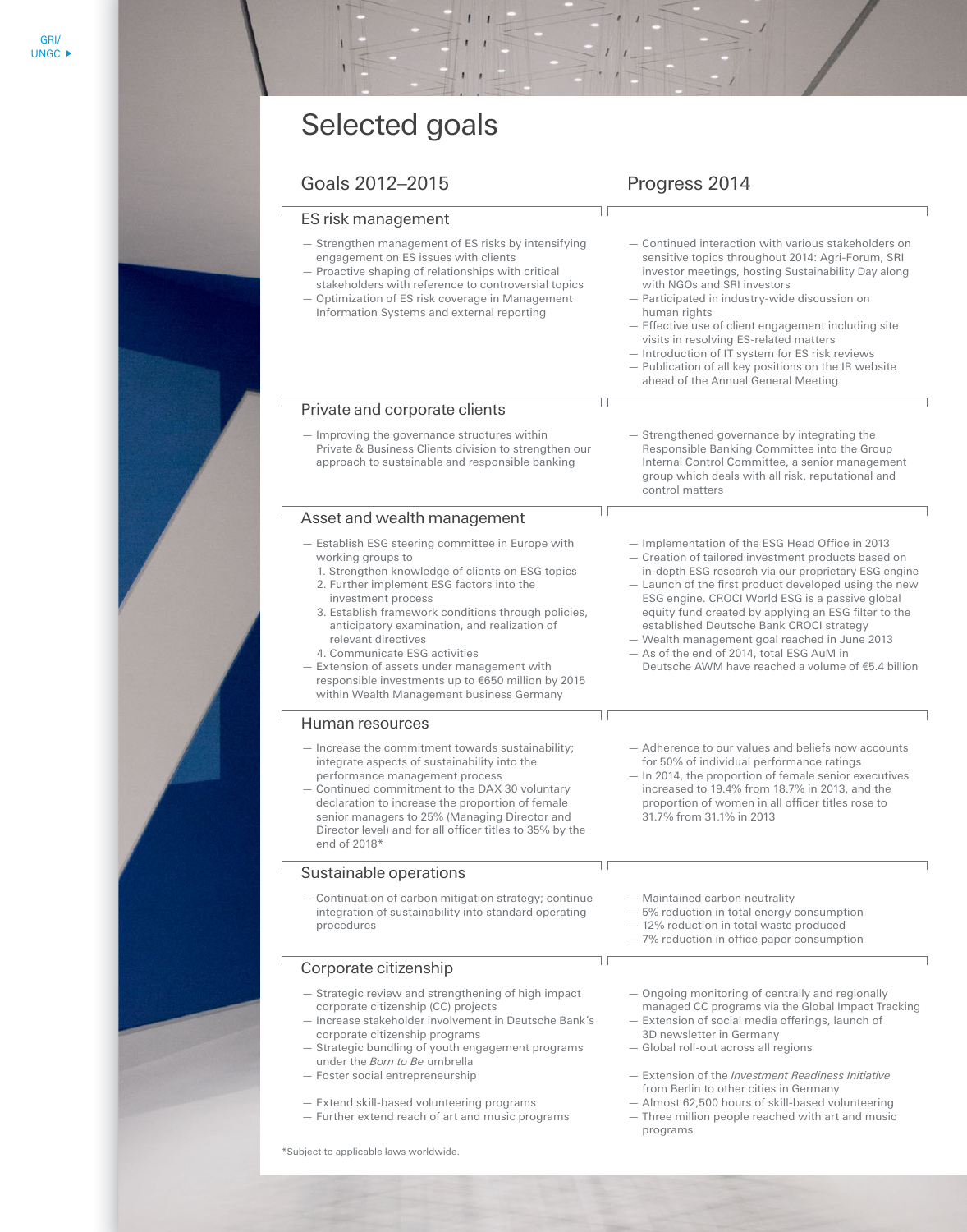# Selected goals

| Goals 2012–2015 | Progress 2014 |
| --- | --- |
| **ES risk management** | |
| — Strengthen management of ES risks by intensifying engagement on ES issues with clients<br>— Proactive shaping of relationships with critical stakeholders with reference to controversial topics<br>— Optimization of ES risk coverage in Management Information Systems and external reporting | — Continued interaction with various stakeholders on sensitive topics throughout 2014: Agri-Forum, SRI investor meetings, hosting Sustainability Day along with NGOs and SRI investors<br>— Participated in industry-wide discussion on human rights<br>— Effective use of client engagement including site visits in resolving ES-related matters<br>— Introduction of IT system for ES risk reviews<br>— Publication of all key positions on the IR website ahead of the Annual General Meeting |
| **Private and corporate clients** | |
| — Improving the governance structures within Private & Business Clients division to strengthen our approach to sustainable and responsible banking | — Strengthened governance by integrating the Responsible Banking Committee into the Group Internal Control Committee, a senior management group which deals with all risk, reputational and control matters |
| **Asset and wealth management** | |
| — Establish ESG steering committee in Europe with working groups to<br>1. Strengthen knowledge of clients on ESG topics<br>2. Further implement ESG factors into the investment process<br>3. Establish framework conditions through policies, anticipatory examination, and realization of relevant directives<br>4. Communicate ESG activities<br>— Extension of assets under management with responsible investments up to €650 million by 2015 within Wealth Management business Germany | — Implementation of the ESG Head Office in 2013<br>— Creation of tailored investment products based on in-depth ESG research via our proprietary ESG engine<br>— Launch of the first product developed using the new ESG engine. CROCI World ESG is a passive global equity fund created by applying an ESG filter to the established Deutsche Bank CROCI strategy<br>— Wealth management goal reached in June 2013<br>— As of the end of 2014, total ESG AuM in Deutsche AWM have reached a volume of €5.4 billion |
| **Human resources** | |
| — Increase the commitment towards sustainability; integrate aspects of sustainability into the performance management process<br>— Continued commitment to the DAX 30 voluntary declaration to increase the proportion of female senior managers to 25% (Managing Director and Director level) and for all officer titles to 35% by the end of 2018* | — Adherence to our values and beliefs now accounts for 50% of individual performance ratings<br>— In 2014, the proportion of female senior executives increased to 19.4% from 18.7% in 2013, and the proportion of women in all officer titles rose to 31.7% from 31.1% in 2013 |
| **Sustainable operations** | |
| — Continuation of carbon mitigation strategy; continue integration of sustainability into standard operating procedures | — Maintained carbon neutrality<br>— 5% reduction in total energy consumption<br>— 12% reduction in total waste produced<br>— 7% reduction in office paper consumption |
| **Corporate citizenship** | |
| — Strategic review and strengthening of high impact corporate citizenship (CC) projects<br>— Increase stakeholder involvement in Deutsche Bank's corporate citizenship programs<br>— Strategic bundling of youth engagement programs under the *Born to Be* umbrella | — Ongoing monitoring of centrally and regionally managed CC programs via the Global Impact Tracking<br>— Extension of social media offerings, launch of 3D newsletter in Germany<br>— Global roll-out across all regions |
| — Foster social entrepreneurship | — Extension of the *Investment Readiness Initiative* from Berlin to other cities in Germany |
| — Extend skill-based volunteering programs<br>— Further extend reach of art and music programs | — Almost 62,500 hours of skill-based volunteering<br>— Three million people reached with art and music programs |

*Subject to applicable laws worldwide.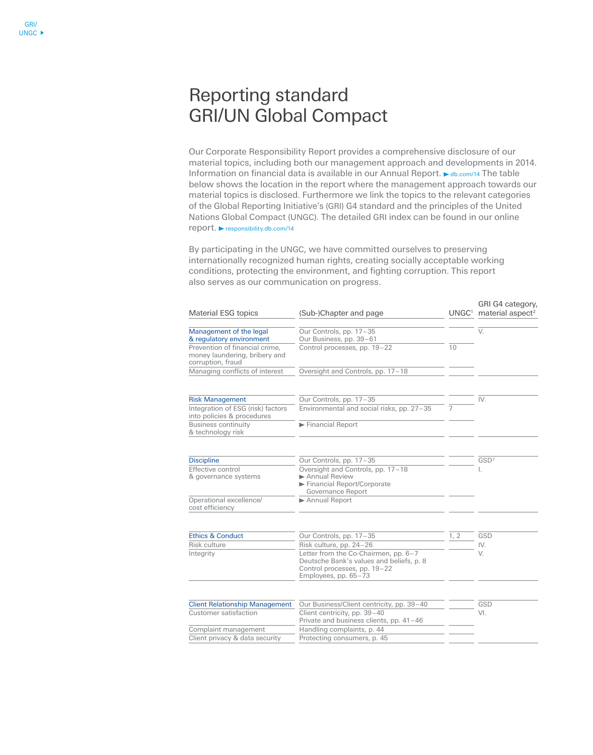# Reporting standard GRI/UN Global Compact

Our Corporate Responsibility Report provides a comprehensive disclosure of our material topics, including both our management approach and developments in 2014. Information on financial data is available in our Annual Report. ► db.com/14 The table below shows the location in the report where the management approach towards our material topics is disclosed. Furthermore we link the topics to the relevant categories of the Global Reporting Initiative's (GRI) G4 standard and the principles of the United Nations Global Compact (UNGC). The detailed GRI index can be found in our online report. ► responsibility.db.com/14

By participating in the UNGC, we have committed ourselves to preserving internationally recognized human rights, creating socially acceptable working conditions, protecting the environment, and fighting corruption. This report also serves as our communication on progress.

| Material ESG topics | (Sub-)Chapter and page | UNGC[1] | GRI G4 category, material aspect[2] |
|---|---|---|---|
| **Management of the legal & regulatory environment** | Our Controls, pp. 17–35<br>Our Business, pp. 39–61 | | V. |
| Prevention of financial crime, money laundering, bribery and corruption, fraud | Control processes, pp. 19–22 | 10 | |
| Managing conflicts of interest | Oversight and Controls, pp. 17–18 | | |
| **Risk Management** | Our Controls, pp. 17–35 | | IV. |
| Integration of ESG (risk) factors into policies & procedures | Environmental and social risks, pp. 27–35 | 7 | |
| Business continuity & technology risk | ► Financial Report | | |
| **Discipline** | Our Controls, pp. 17–35 | | GSD[3] |
| Effective control & governance systems | Oversight and Controls, pp. 17–18<br>► Annual Review<br>► Financial Report/Corporate Governance Report | | I. |
| Operational excellence/ cost efficiency | ► Annual Report | | |
| **Ethics & Conduct** | Our Controls, pp. 17–35 | 1, 2 | GSD |
| Risk culture | Risk culture, pp. 24–26 | | IV. |
| Integrity | Letter from the Co-Chairmen, pp. 6–7<br>Deutsche Bank's values and beliefs, p. 8<br>Control processes, pp. 19–22<br>Employees, pp. 65–73 | | V. |
| **Client Relationship Management** | Our Business/Client centricity, pp. 39–40 | | GSD |
| Customer satisfaction | Client centricity, pp. 39–40<br>Private and business clients, pp. 41–46 | | VI. |
| Complaint management | Handling complaints, p. 44 | | |
| Client privacy & data security | Protecting consumers, p. 45 | | |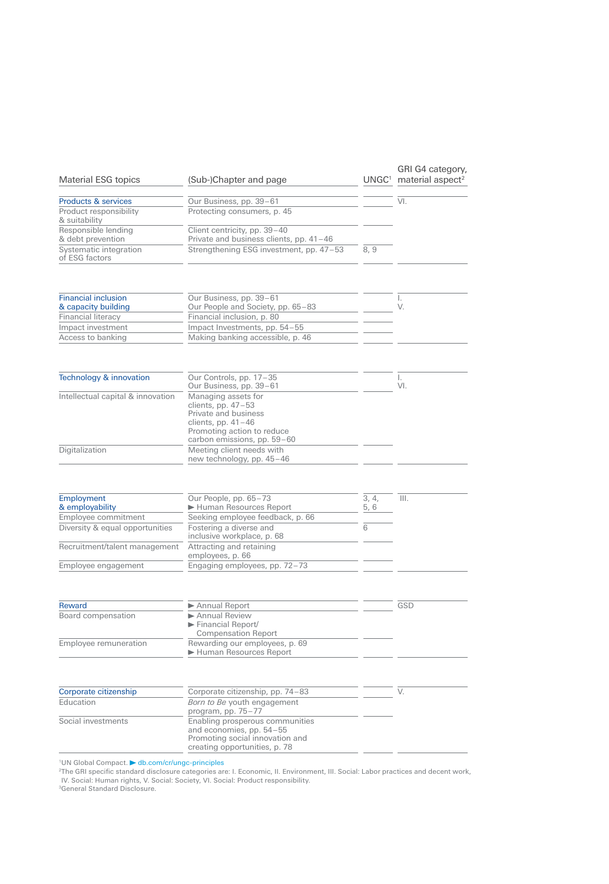| Material ESG topics | (Sub-)Chapter and page | UNGC[1] | GRI G4 category, material aspect[2] |
|---|---|---|---|
| Products & services | Our Business, pp. 39–61 | | VI. |
| Product responsibility & suitability | Protecting consumers, p. 45 | | |
| Responsible lending & debt prevention | Client centricity, pp. 39–40<br>Private and business clients, pp. 41–46 | | |
| Systematic integration of ESG factors | Strengthening ESG investment, pp. 47–53 | 8, 9 | |
| Financial inclusion & capacity building | Our Business, pp. 39–61<br>Our People and Society, pp. 65–83 | | I.<br>V. |
| Financial literacy | Financial inclusion, p. 80 | | |
| Impact investment | Impact Investments, pp. 54–55 | | |
| Access to banking | Making banking accessible, p. 46 | | |
| Technology & innovation | Our Controls, pp. 17–35<br>Our Business, pp. 39–61 | | I.<br>VI. |
| Intellectual capital & innovation | Managing assets for clients, pp. 47–53<br>Private and business clients, pp. 41–46<br>Promoting action to reduce carbon emissions, pp. 59–60 | | |
| Digitalization | Meeting client needs with new technology, pp. 45–46 | | |
| Employment & employability | Our People, pp. 65–73<br>▶ Human Resources Report | 3, 4, 5, 6 | III. |
| Employee commitment | Seeking employee feedback, p. 66 | | |
| Diversity & equal opportunities | Fostering a diverse and inclusive workplace, p. 68 | 6 | |
| Recruitment/talent management | Attracting and retaining employees, p. 66 | | |
| Employee engagement | Engaging employees, pp. 72–73 | | |
| Reward | ▶ Annual Report | | GSD |
| Board compensation | ▶ Annual Review<br>▶ Financial Report/ Compensation Report | | |
| Employee remuneration | Rewarding our employees, p. 69<br>▶ Human Resources Report | | |
| Corporate citizenship | Corporate citizenship, pp. 74–83 | | V. |
| Education | *Born to Be* youth engagement program, pp. 75–77 | | |
| Social investments | Enabling prosperous communities and economies, pp. 54–55<br>Promoting social innovation and creating opportunities, p. 78 | | |

[1]UN Global Compact. ▶ db.com/cr/ungc-principles

[2]The GRI specific standard disclosure categories are: I. Economic, II. Environment, III. Social: Labor practices and decent work, IV. Social: Human rights, V. Social: Society, VI. Social: Product responsibility.

[3]General Standard Disclosure.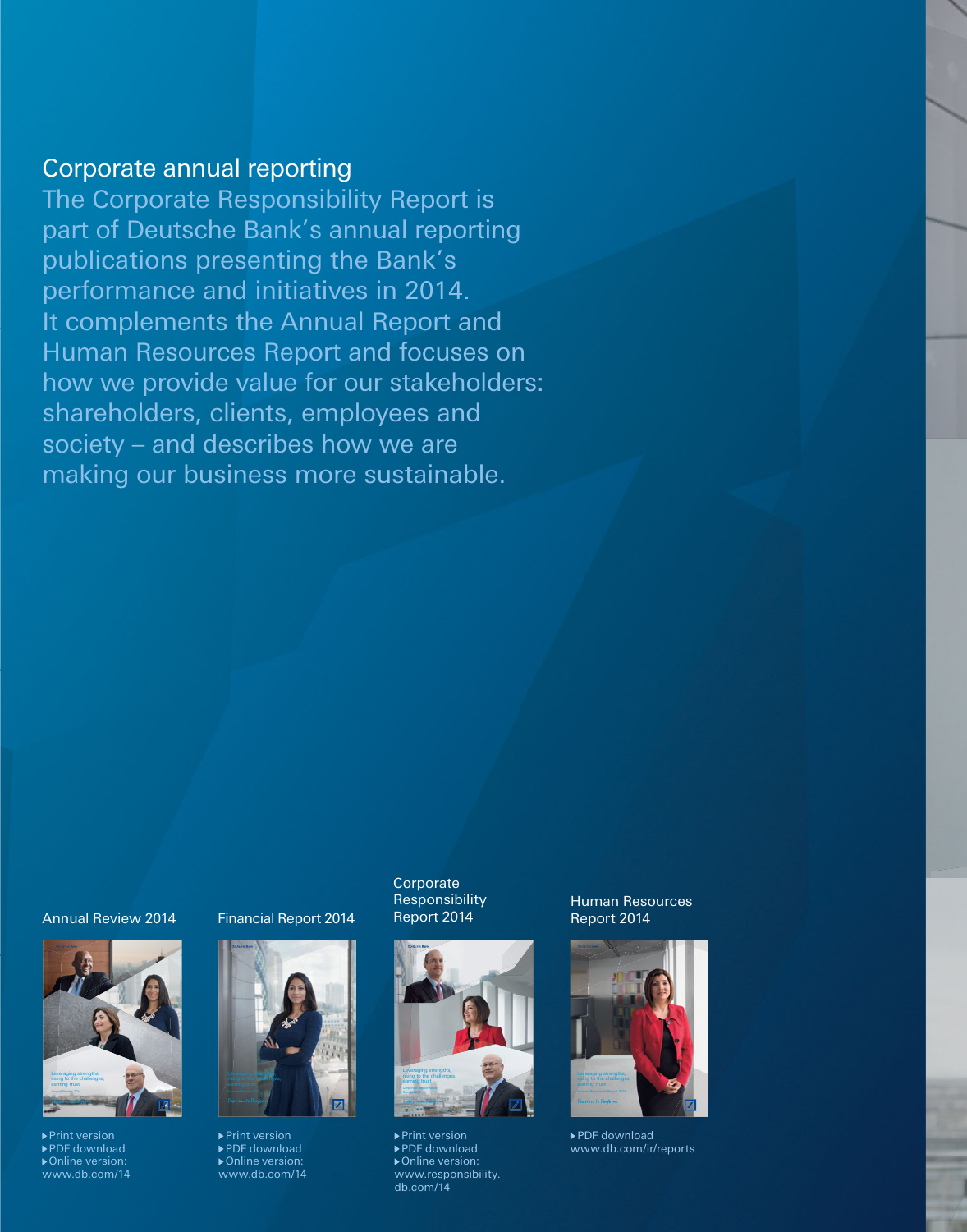## Corporate annual reporting

The Corporate Responsibility Report is part of Deutsche Bank's annual reporting publications presenting the Bank's performance and initiatives in 2014. It complements the Annual Report and Human Resources Report and focuses on how we provide value for our stakeholders: shareholders, clients, employees and society – and describes how we are making our business more sustainable.

### Annual Review 2014

- Print version
- PDF download
- Online version: www.db.com/14

### Financial Report 2014

- Print version
- PDF download
- Online version: www.db.com/14

### Corporate Responsibility Report 2014

- Print version
- PDF download
- Online version: www.responsibility.db.com/14

### Human Resources Report 2014

- PDF download www.db.com/ir/reports